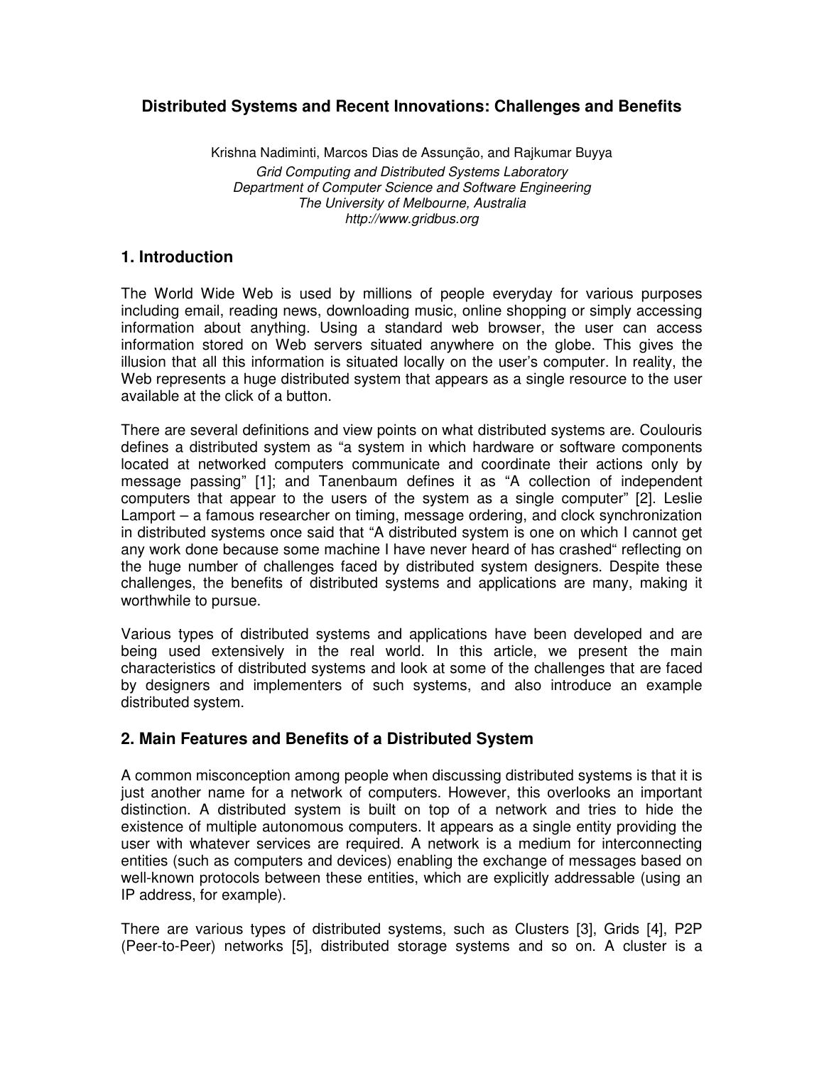# Distributed Systems and Recent Innovations: Challenges and Benefits

Krishna Nadiminti, Marcos Dias de Assunção, and Rajkumar Buyya

*Grid Computing and Distributed Systems Laboratory*
*Department of Computer Science and Software Engineering*
*The University of Melbourne, Australia*
*http://www.gridbus.org*

## 1. Introduction

The World Wide Web is used by millions of people everyday for various purposes including email, reading news, downloading music, online shopping or simply accessing information about anything. Using a standard web browser, the user can access information stored on Web servers situated anywhere on the globe. This gives the illusion that all this information is situated locally on the user's computer. In reality, the Web represents a huge distributed system that appears as a single resource to the user available at the click of a button.

There are several definitions and view points on what distributed systems are. Coulouris defines a distributed system as "a system in which hardware or software components located at networked computers communicate and coordinate their actions only by message passing" [1]; and Tanenbaum defines it as "A collection of independent computers that appear to the users of the system as a single computer" [2]. Leslie Lamport – a famous researcher on timing, message ordering, and clock synchronization in distributed systems once said that "A distributed system is one on which I cannot get any work done because some machine I have never heard of has crashed" reflecting on the huge number of challenges faced by distributed system designers. Despite these challenges, the benefits of distributed systems and applications are many, making it worthwhile to pursue.

Various types of distributed systems and applications have been developed and are being used extensively in the real world. In this article, we present the main characteristics of distributed systems and look at some of the challenges that are faced by designers and implementers of such systems, and also introduce an example distributed system.

## 2. Main Features and Benefits of a Distributed System

A common misconception among people when discussing distributed systems is that it is just another name for a network of computers. However, this overlooks an important distinction. A distributed system is built on top of a network and tries to hide the existence of multiple autonomous computers. It appears as a single entity providing the user with whatever services are required. A network is a medium for interconnecting entities (such as computers and devices) enabling the exchange of messages based on well-known protocols between these entities, which are explicitly addressable (using an IP address, for example).

There are various types of distributed systems, such as Clusters [3], Grids [4], P2P (Peer-to-Peer) networks [5], distributed storage systems and so on. A cluster is a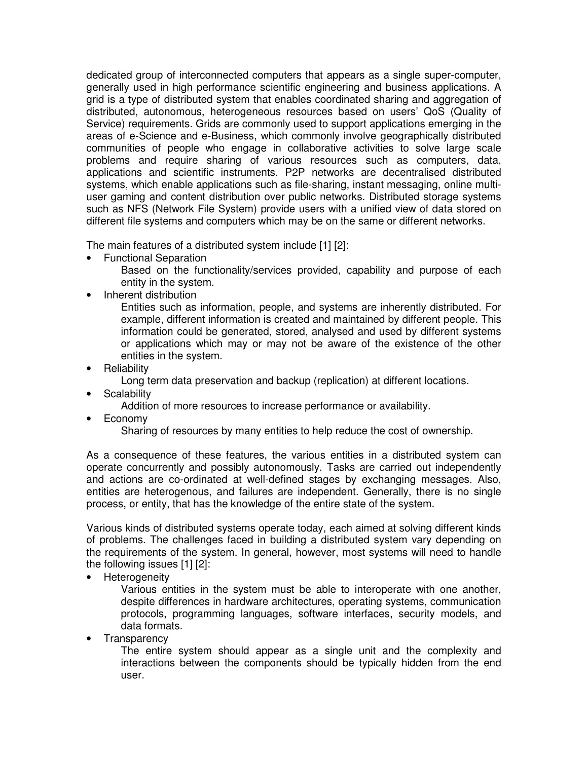dedicated group of interconnected computers that appears as a single super-computer, generally used in high performance scientific engineering and business applications. A grid is a type of distributed system that enables coordinated sharing and aggregation of distributed, autonomous, heterogeneous resources based on users' QoS (Quality of Service) requirements. Grids are commonly used to support applications emerging in the areas of e-Science and e-Business, which commonly involve geographically distributed communities of people who engage in collaborative activities to solve large scale problems and require sharing of various resources such as computers, data, applications and scientific instruments. P2P networks are decentralised distributed systems, which enable applications such as file-sharing, instant messaging, online multi-user gaming and content distribution over public networks. Distributed storage systems such as NFS (Network File System) provide users with a unified view of data stored on different file systems and computers which may be on the same or different networks.

The main features of a distributed system include [1] [2]:

- Functional Separation
  
  Based on the functionality/services provided, capability and purpose of each entity in the system.
- Inherent distribution
  
  Entities such as information, people, and systems are inherently distributed. For example, different information is created and maintained by different people. This information could be generated, stored, analysed and used by different systems or applications which may or may not be aware of the existence of the other entities in the system.
- Reliability
  
  Long term data preservation and backup (replication) at different locations.
- Scalability
  
  Addition of more resources to increase performance or availability.
- Economy
  
  Sharing of resources by many entities to help reduce the cost of ownership.

As a consequence of these features, the various entities in a distributed system can operate concurrently and possibly autonomously. Tasks are carried out independently and actions are co-ordinated at well-defined stages by exchanging messages. Also, entities are heterogenous, and failures are independent. Generally, there is no single process, or entity, that has the knowledge of the entire state of the system.

Various kinds of distributed systems operate today, each aimed at solving different kinds of problems. The challenges faced in building a distributed system vary depending on the requirements of the system. In general, however, most systems will need to handle the following issues [1] [2]:

- Heterogeneity
  
  Various entities in the system must be able to interoperate with one another, despite differences in hardware architectures, operating systems, communication protocols, programming languages, software interfaces, security models, and data formats.
- Transparency
  
  The entire system should appear as a single unit and the complexity and interactions between the components should be typically hidden from the end user.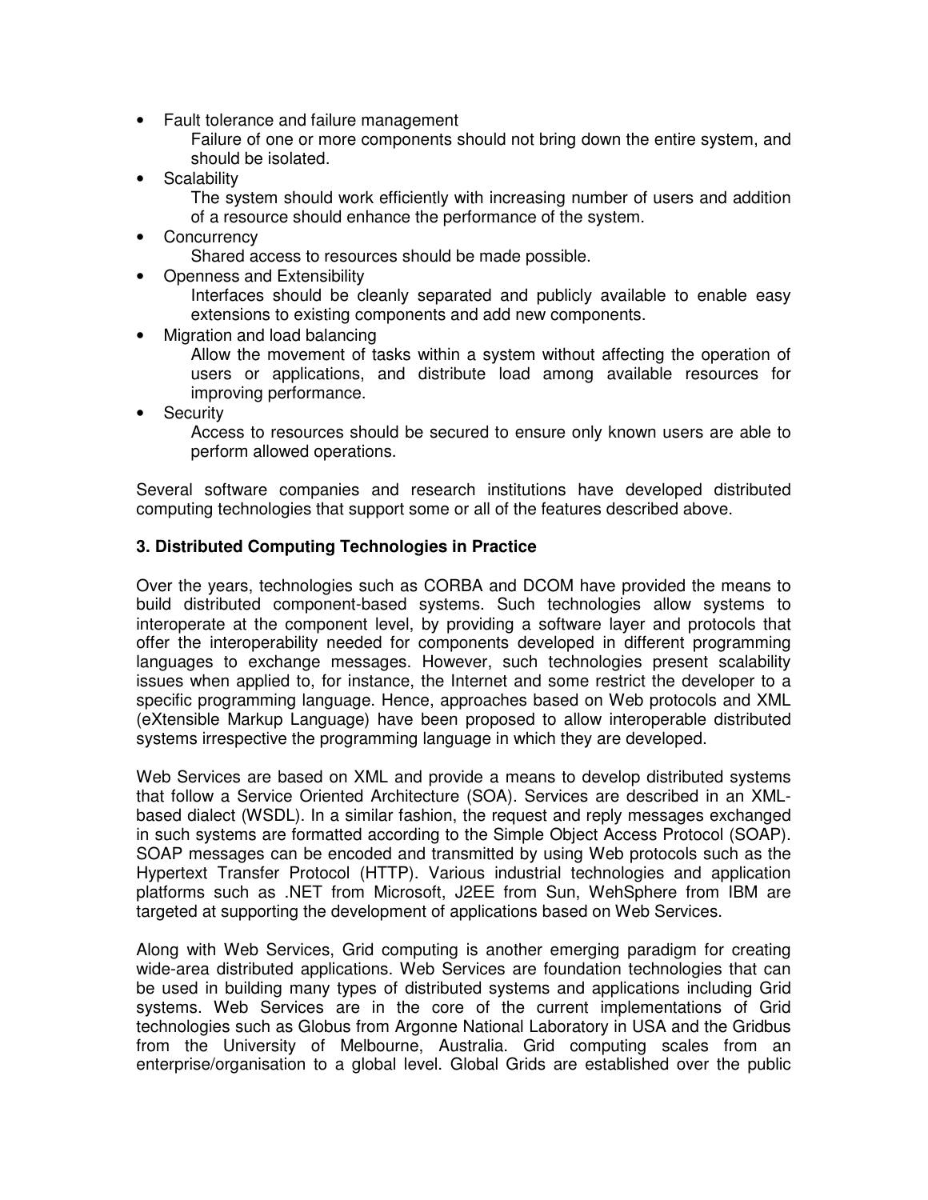- Fault tolerance and failure management
  Failure of one or more components should not bring down the entire system, and should be isolated.
- Scalability
  The system should work efficiently with increasing number of users and addition of a resource should enhance the performance of the system.
- Concurrency
  Shared access to resources should be made possible.
- Openness and Extensibility
  Interfaces should be cleanly separated and publicly available to enable easy extensions to existing components and add new components.
- Migration and load balancing
  Allow the movement of tasks within a system without affecting the operation of users or applications, and distribute load among available resources for improving performance.
- Security
  Access to resources should be secured to ensure only known users are able to perform allowed operations.

Several software companies and research institutions have developed distributed computing technologies that support some or all of the features described above.

### 3. Distributed Computing Technologies in Practice

Over the years, technologies such as CORBA and DCOM have provided the means to build distributed component-based systems. Such technologies allow systems to interoperate at the component level, by providing a software layer and protocols that offer the interoperability needed for components developed in different programming languages to exchange messages. However, such technologies present scalability issues when applied to, for instance, the Internet and some restrict the developer to a specific programming language. Hence, approaches based on Web protocols and XML (eXtensible Markup Language) have been proposed to allow interoperable distributed systems irrespective the programming language in which they are developed.

Web Services are based on XML and provide a means to develop distributed systems that follow a Service Oriented Architecture (SOA). Services are described in an XML-based dialect (WSDL). In a similar fashion, the request and reply messages exchanged in such systems are formatted according to the Simple Object Access Protocol (SOAP). SOAP messages can be encoded and transmitted by using Web protocols such as the Hypertext Transfer Protocol (HTTP). Various industrial technologies and application platforms such as .NET from Microsoft, J2EE from Sun, WehSphere from IBM are targeted at supporting the development of applications based on Web Services.

Along with Web Services, Grid computing is another emerging paradigm for creating wide-area distributed applications. Web Services are foundation technologies that can be used in building many types of distributed systems and applications including Grid systems. Web Services are in the core of the current implementations of Grid technologies such as Globus from Argonne National Laboratory in USA and the Gridbus from the University of Melbourne, Australia. Grid computing scales from an enterprise/organisation to a global level. Global Grids are established over the public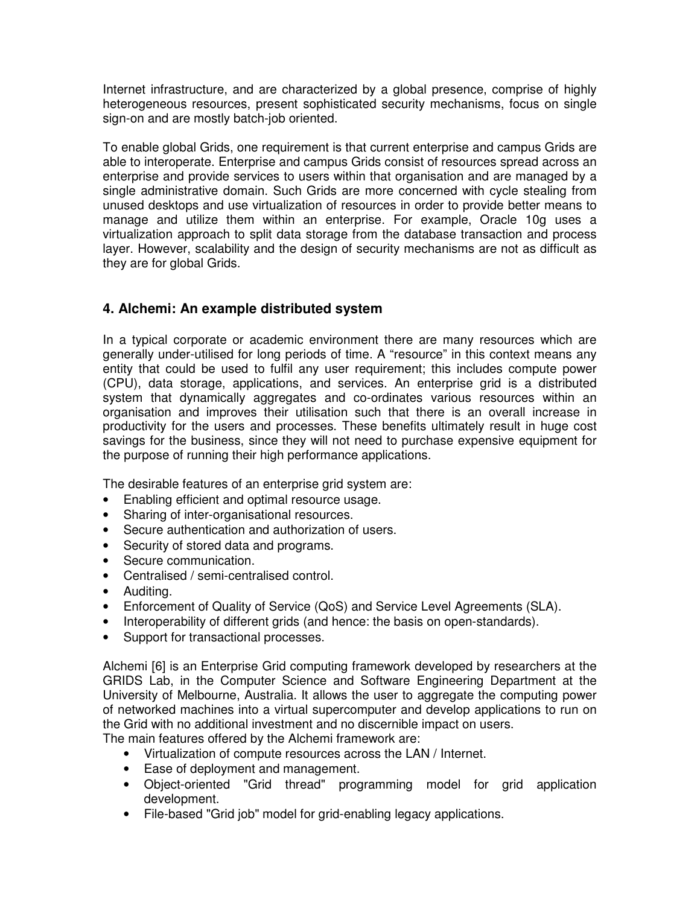Internet infrastructure, and are characterized by a global presence, comprise of highly heterogeneous resources, present sophisticated security mechanisms, focus on single sign-on and are mostly batch-job oriented.

To enable global Grids, one requirement is that current enterprise and campus Grids are able to interoperate. Enterprise and campus Grids consist of resources spread across an enterprise and provide services to users within that organisation and are managed by a single administrative domain. Such Grids are more concerned with cycle stealing from unused desktops and use virtualization of resources in order to provide better means to manage and utilize them within an enterprise. For example, Oracle 10g uses a virtualization approach to split data storage from the database transaction and process layer. However, scalability and the design of security mechanisms are not as difficult as they are for global Grids.

## 4. Alchemi: An example distributed system

In a typical corporate or academic environment there are many resources which are generally under-utilised for long periods of time. A "resource" in this context means any entity that could be used to fulfil any user requirement; this includes compute power (CPU), data storage, applications, and services. An enterprise grid is a distributed system that dynamically aggregates and co-ordinates various resources within an organisation and improves their utilisation such that there is an overall increase in productivity for the users and processes. These benefits ultimately result in huge cost savings for the business, since they will not need to purchase expensive equipment for the purpose of running their high performance applications.

The desirable features of an enterprise grid system are:

- Enabling efficient and optimal resource usage.
- Sharing of inter-organisational resources.
- Secure authentication and authorization of users.
- Security of stored data and programs.
- Secure communication.
- Centralised / semi-centralised control.
- Auditing.
- Enforcement of Quality of Service (QoS) and Service Level Agreements (SLA).
- Interoperability of different grids (and hence: the basis on open-standards).
- Support for transactional processes.

Alchemi [6] is an Enterprise Grid computing framework developed by researchers at the GRIDS Lab, in the Computer Science and Software Engineering Department at the University of Melbourne, Australia. It allows the user to aggregate the computing power of networked machines into a virtual supercomputer and develop applications to run on the Grid with no additional investment and no discernible impact on users.
The main features offered by the Alchemi framework are:

- Virtualization of compute resources across the LAN / Internet.
- Ease of deployment and management.
- Object-oriented "Grid thread" programming model for grid application development.
- File-based "Grid job" model for grid-enabling legacy applications.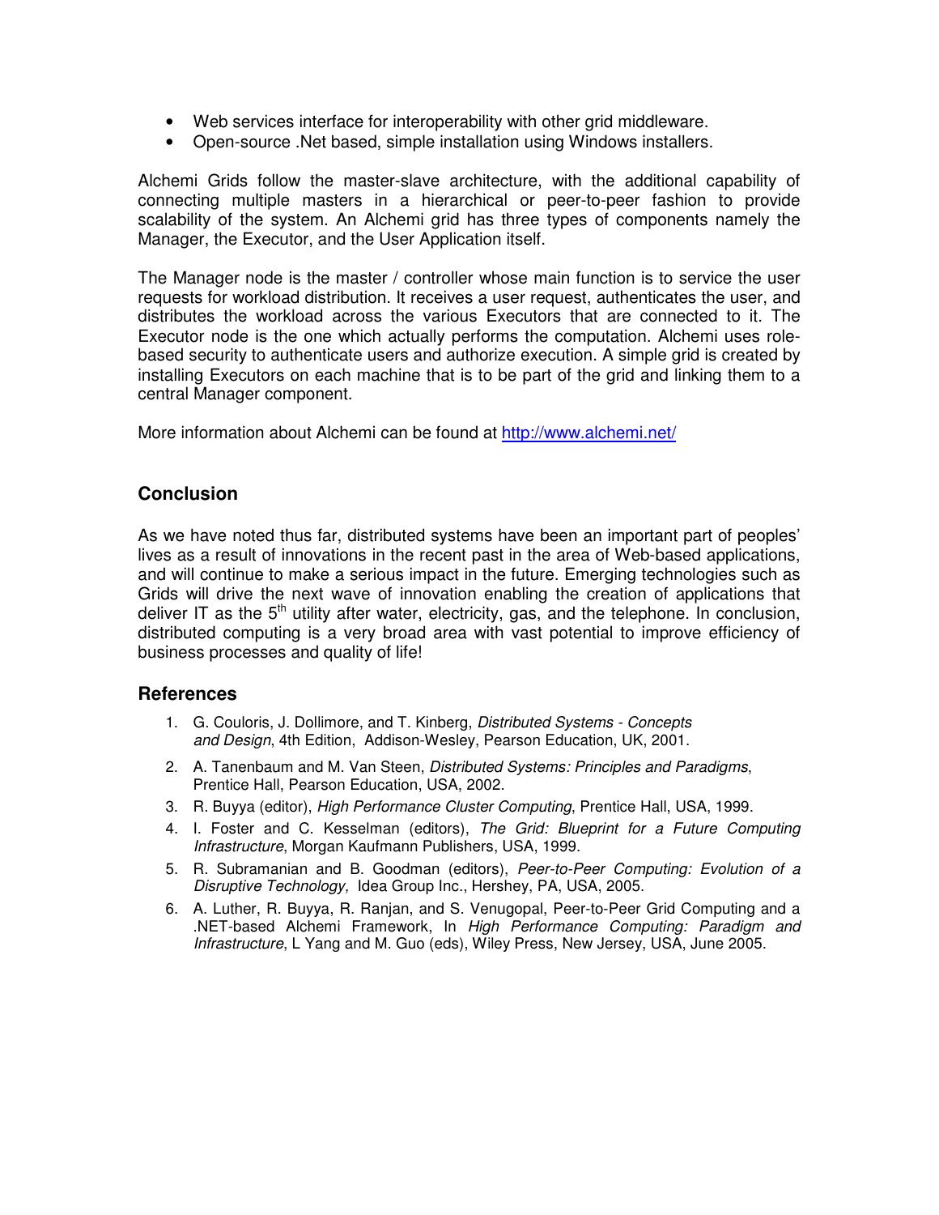- Web services interface for interoperability with other grid middleware.
- Open-source .Net based, simple installation using Windows installers.

Alchemi Grids follow the master-slave architecture, with the additional capability of connecting multiple masters in a hierarchical or peer-to-peer fashion to provide scalability of the system. An Alchemi grid has three types of components namely the Manager, the Executor, and the User Application itself.

The Manager node is the master / controller whose main function is to service the user requests for workload distribution. It receives a user request, authenticates the user, and distributes the workload across the various Executors that are connected to it. The Executor node is the one which actually performs the computation. Alchemi uses role-based security to authenticate users and authorize execution. A simple grid is created by installing Executors on each machine that is to be part of the grid and linking them to a central Manager component.

More information about Alchemi can be found at [http://www.alchemi.net/](http://www.alchemi.net/)

## Conclusion

As we have noted thus far, distributed systems have been an important part of peoples' lives as a result of innovations in the recent past in the area of Web-based applications, and will continue to make a serious impact in the future. Emerging technologies such as Grids will drive the next wave of innovation enabling the creation of applications that deliver IT as the 5th utility after water, electricity, gas, and the telephone. In conclusion, distributed computing is a very broad area with vast potential to improve efficiency of business processes and quality of life!

## References

1. G. Couloris, J. Dollimore, and T. Kinberg, *Distributed Systems - Concepts and Design*, 4th Edition, Addison-Wesley, Pearson Education, UK, 2001.
2. A. Tanenbaum and M. Van Steen, *Distributed Systems: Principles and Paradigms*, Prentice Hall, Pearson Education, USA, 2002.
3. R. Buyya (editor), *High Performance Cluster Computing*, Prentice Hall, USA, 1999.
4. I. Foster and C. Kesselman (editors), *The Grid: Blueprint for a Future Computing Infrastructure*, Morgan Kaufmann Publishers, USA, 1999.
5. R. Subramanian and B. Goodman (editors), *Peer-to-Peer Computing: Evolution of a Disruptive Technology,* Idea Group Inc., Hershey, PA, USA, 2005.
6. A. Luther, R. Buyya, R. Ranjan, and S. Venugopal, Peer-to-Peer Grid Computing and a .NET-based Alchemi Framework, In *High Performance Computing: Paradigm and Infrastructure*, L Yang and M. Guo (eds), Wiley Press, New Jersey, USA, June 2005.